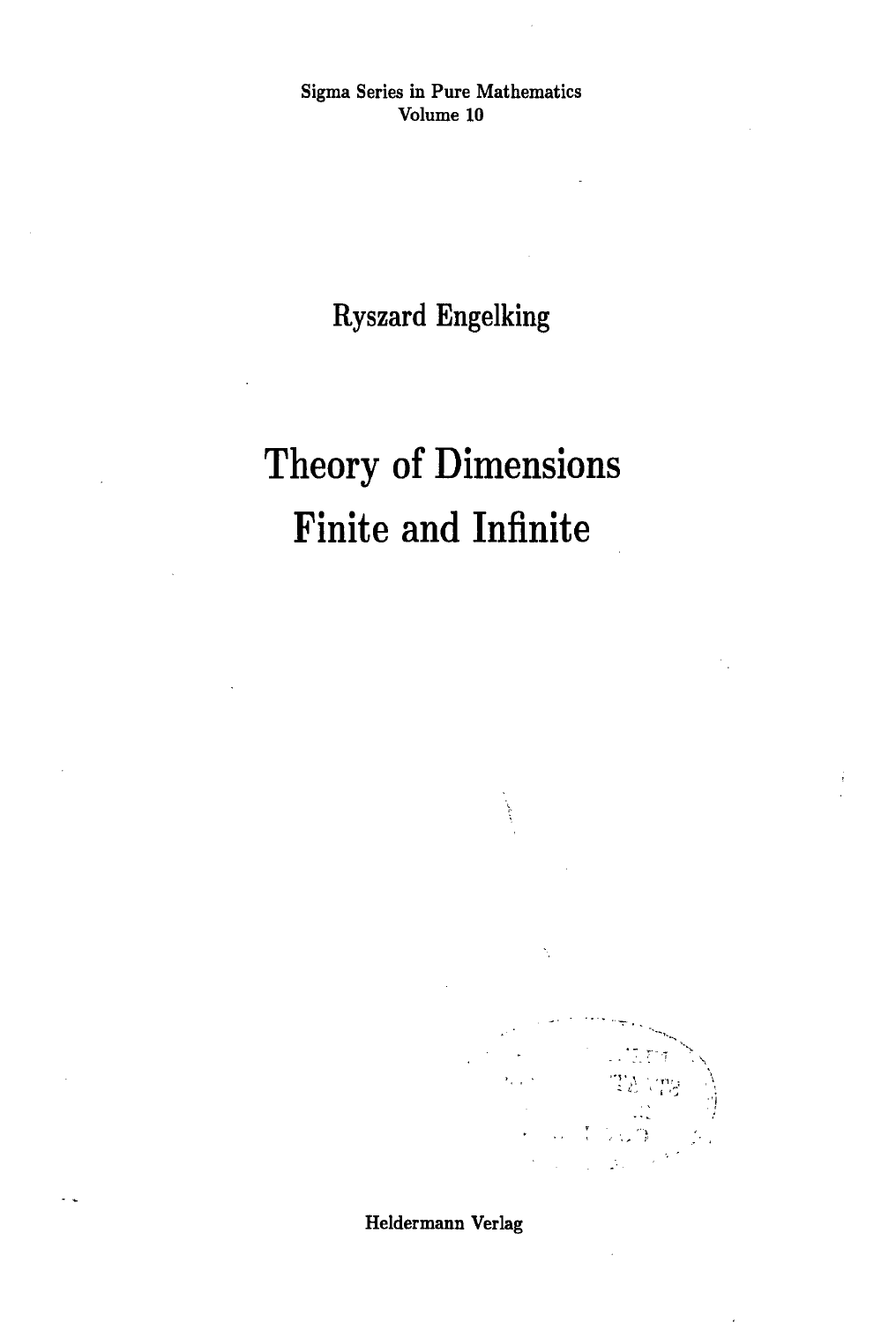Sigma Series in Pure Mathematics
Volume 10

Ryszard Engelking

# Theory of Dimensions
# Finite and Infinite

Heldermann Verlag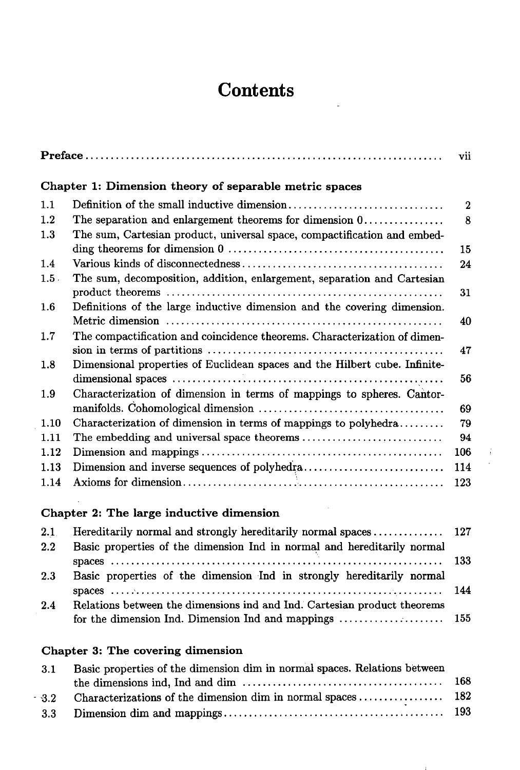# Contents

| | | |
|---|---|---|
| **Preface** | | vii |

**Chapter 1: Dimension theory of separable metric spaces**

| | | |
|---|---|---|
| 1.1 | Definition of the small inductive dimension | 2 |
| 1.2 | The separation and enlargement theorems for dimension 0 | 8 |
| 1.3 | The sum, Cartesian product, universal space, compactification and embedding theorems for dimension 0 | 15 |
| 1.4 | Various kinds of disconnectedness | 24 |
| 1.5 | The sum, decomposition, addition, enlargement, separation and Cartesian product theorems | 31 |
| 1.6 | Definitions of the large inductive dimension and the covering dimension. Metric dimension | 40 |
| 1.7 | The compactification and coincidence theorems. Characterization of dimension in terms of partitions | 47 |
| 1.8 | Dimensional properties of Euclidean spaces and the Hilbert cube. Infinite-dimensional spaces | 56 |
| 1.9 | Characterization of dimension in terms of mappings to spheres. Cantor-manifolds. Cohomological dimension | 69 |
| 1.10 | Characterization of dimension in terms of mappings to polyhedra | 79 |
| 1.11 | The embedding and universal space theorems | 94 |
| 1.12 | Dimension and mappings | 106 |
| 1.13 | Dimension and inverse sequences of polyhedra | 114 |
| 1.14 | Axioms for dimension | 123 |

**Chapter 2: The large inductive dimension**

| | | |
|---|---|---|
| 2.1 | Hereditarily normal and strongly hereditarily normal spaces | 127 |
| 2.2 | Basic properties of the dimension Ind in normal and hereditarily normal spaces | 133 |
| 2.3 | Basic properties of the dimension Ind in strongly hereditarily normal spaces | 144 |
| 2.4 | Relations between the dimensions ind and Ind. Cartesian product theorems for the dimension Ind. Dimension Ind and mappings | 155 |

**Chapter 3: The covering dimension**

| | | |
|---|---|---|
| 3.1 | Basic properties of the dimension dim in normal spaces. Relations between the dimensions ind, Ind and dim | 168 |
| 3.2 | Characterizations of the dimension dim in normal spaces | 182 |
| 3.3 | Dimension dim and mappings | 193 |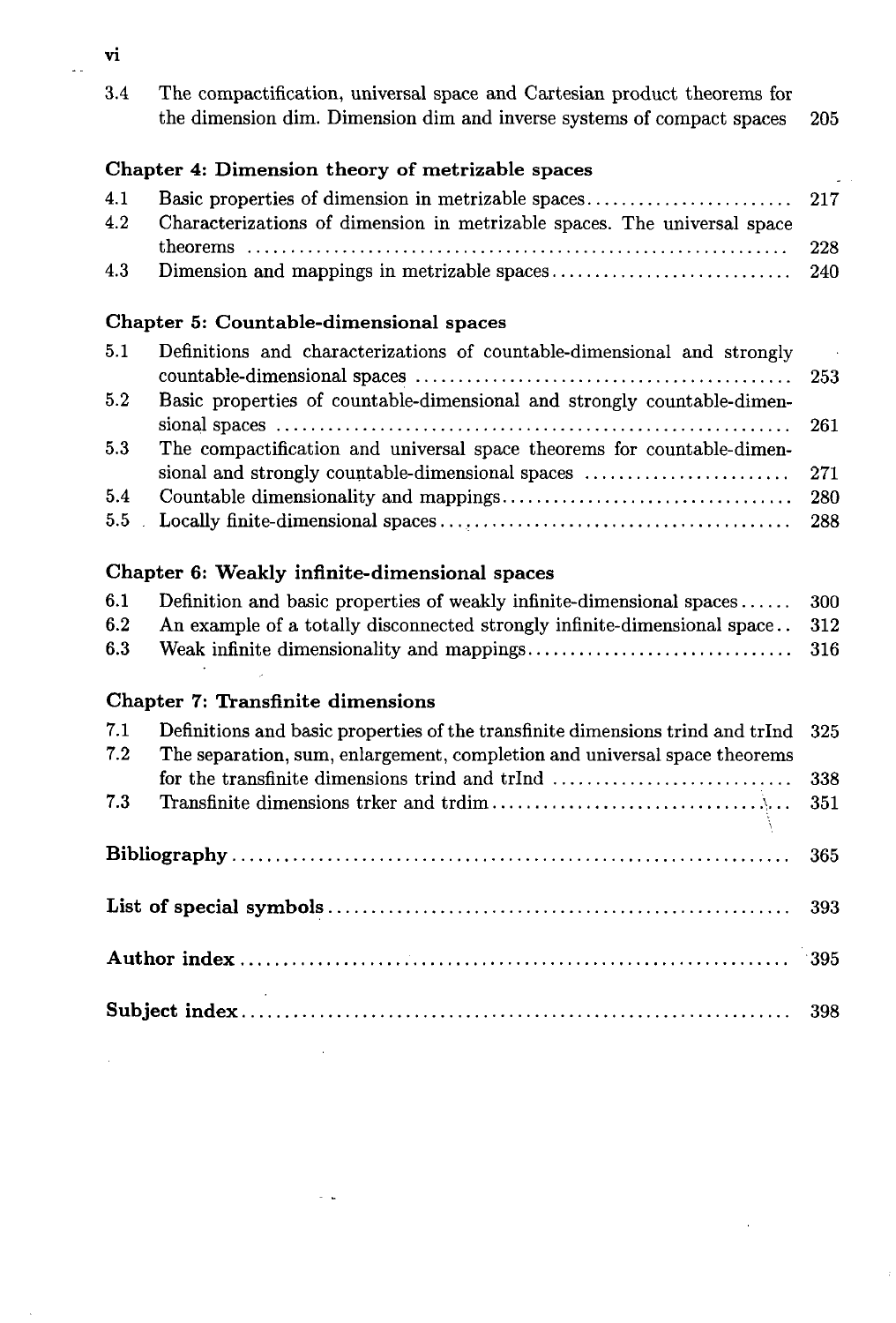3.4 The compactification, universal space and Cartesian product theorems for the dimension dim. Dimension dim and inverse systems of compact spaces ..... 205

**Chapter 4: Dimension theory of metrizable spaces**

4.1 Basic properties of dimension in metrizable spaces ..... 217

4.2 Characterizations of dimension in metrizable spaces. The universal space theorems ..... 228

4.3 Dimension and mappings in metrizable spaces ..... 240

**Chapter 5: Countable-dimensional spaces**

5.1 Definitions and characterizations of countable-dimensional and strongly countable-dimensional spaces ..... 253

5.2 Basic properties of countable-dimensional and strongly countable-dimensional spaces ..... 261

5.3 The compactification and universal space theorems for countable-dimensional and strongly countable-dimensional spaces ..... 271

5.4 Countable dimensionality and mappings ..... 280

5.5 Locally finite-dimensional spaces ..... 288

**Chapter 6: Weakly infinite-dimensional spaces**

6.1 Definition and basic properties of weakly infinite-dimensional spaces ..... 300

6.2 An example of a totally disconnected strongly infinite-dimensional space ..... 312

6.3 Weak infinite dimensionality and mappings ..... 316

**Chapter 7: Transfinite dimensions**

7.1 Definitions and basic properties of the transfinite dimensions trind and trInd ..... 325

7.2 The separation, sum, enlargement, completion and universal space theorems for the transfinite dimensions trind and trInd ..... 338

7.3 Transfinite dimensions trker and trdim ..... 351

**Bibliography** ..... 365

**List of special symbols** ..... 393

**Author index** ..... 395

**Subject index** ..... 398